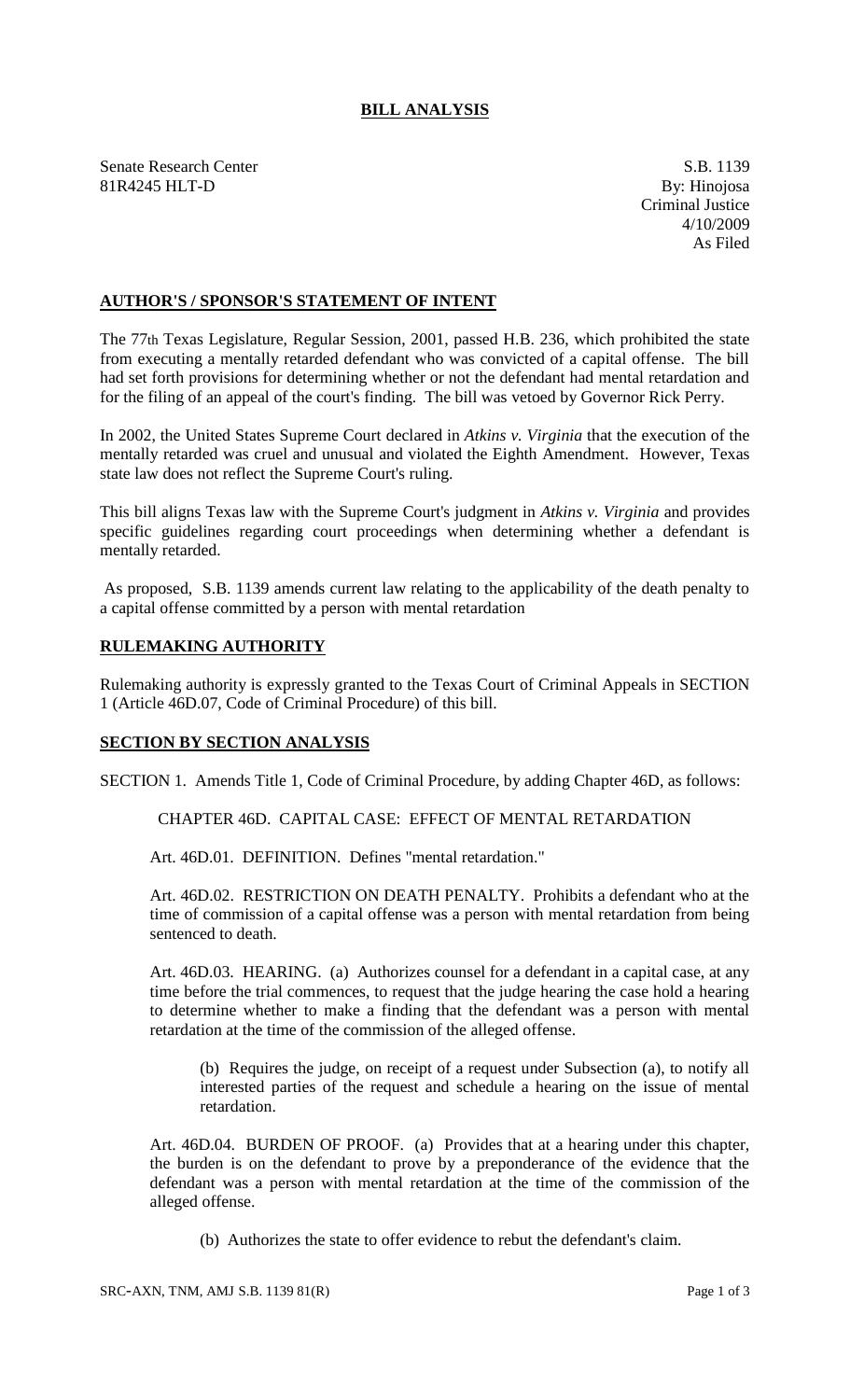# BILL ANALYSIS

Senate Research Center
81R4245 HLT-D

S.B. 1139
By: Hinojosa
Criminal Justice
4/10/2009
As Filed

## AUTHOR'S / SPONSOR'S STATEMENT OF INTENT

The 77th Texas Legislature, Regular Session, 2001, passed H.B. 236, which prohibited the state from executing a mentally retarded defendant who was convicted of a capital offense. The bill had set forth provisions for determining whether or not the defendant had mental retardation and for the filing of an appeal of the court's finding. The bill was vetoed by Governor Rick Perry.

In 2002, the United States Supreme Court declared in *Atkins v. Virginia* that the execution of the mentally retarded was cruel and unusual and violated the Eighth Amendment. However, Texas state law does not reflect the Supreme Court's ruling.

This bill aligns Texas law with the Supreme Court's judgment in *Atkins v. Virginia* and provides specific guidelines regarding court proceedings when determining whether a defendant is mentally retarded.

As proposed, S.B. 1139 amends current law relating to the applicability of the death penalty to a capital offense committed by a person with mental retardation

## RULEMAKING AUTHORITY

Rulemaking authority is expressly granted to the Texas Court of Criminal Appeals in SECTION 1 (Article 46D.07, Code of Criminal Procedure) of this bill.

## SECTION BY SECTION ANALYSIS

SECTION 1. Amends Title 1, Code of Criminal Procedure, by adding Chapter 46D, as follows:

CHAPTER 46D. CAPITAL CASE: EFFECT OF MENTAL RETARDATION

Art. 46D.01. DEFINITION. Defines "mental retardation."

Art. 46D.02. RESTRICTION ON DEATH PENALTY. Prohibits a defendant who at the time of commission of a capital offense was a person with mental retardation from being sentenced to death.

Art. 46D.03. HEARING. (a) Authorizes counsel for a defendant in a capital case, at any time before the trial commences, to request that the judge hearing the case hold a hearing to determine whether to make a finding that the defendant was a person with mental retardation at the time of the commission of the alleged offense.

(b) Requires the judge, on receipt of a request under Subsection (a), to notify all interested parties of the request and schedule a hearing on the issue of mental retardation.

Art. 46D.04. BURDEN OF PROOF. (a) Provides that at a hearing under this chapter, the burden is on the defendant to prove by a preponderance of the evidence that the defendant was a person with mental retardation at the time of the commission of the alleged offense.

(b) Authorizes the state to offer evidence to rebut the defendant's claim.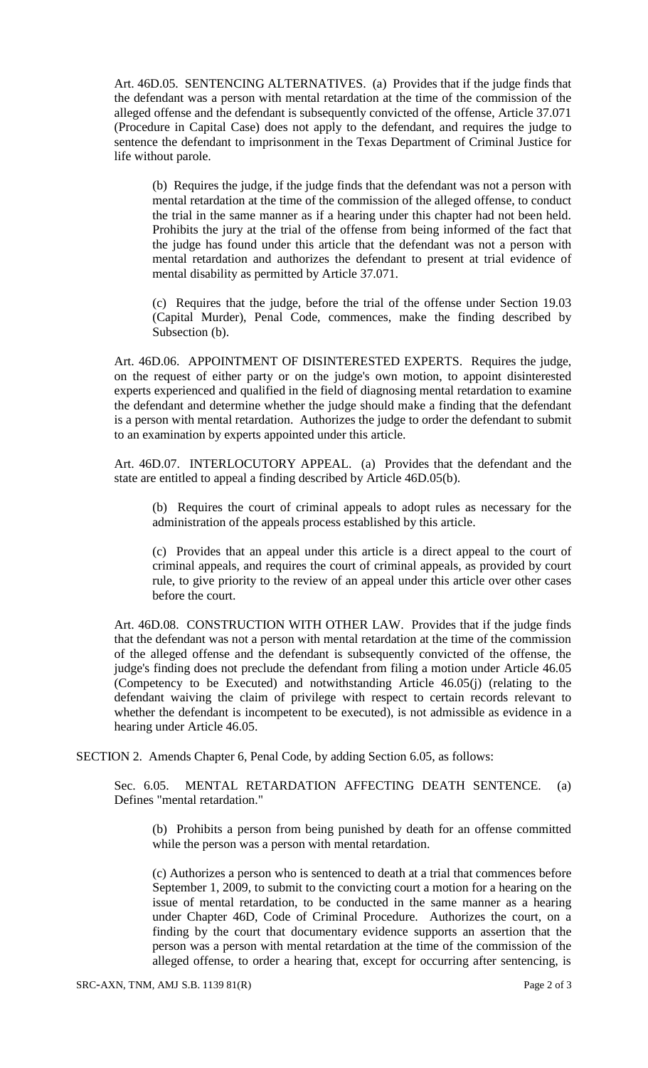Art. 46D.05. SENTENCING ALTERNATIVES. (a) Provides that if the judge finds that the defendant was a person with mental retardation at the time of the commission of the alleged offense and the defendant is subsequently convicted of the offense, Article 37.071 (Procedure in Capital Case) does not apply to the defendant, and requires the judge to sentence the defendant to imprisonment in the Texas Department of Criminal Justice for life without parole.

(b) Requires the judge, if the judge finds that the defendant was not a person with mental retardation at the time of the commission of the alleged offense, to conduct the trial in the same manner as if a hearing under this chapter had not been held. Prohibits the jury at the trial of the offense from being informed of the fact that the judge has found under this article that the defendant was not a person with mental retardation and authorizes the defendant to present at trial evidence of mental disability as permitted by Article 37.071.

(c) Requires that the judge, before the trial of the offense under Section 19.03 (Capital Murder), Penal Code, commences, make the finding described by Subsection (b).

Art. 46D.06. APPOINTMENT OF DISINTERESTED EXPERTS. Requires the judge, on the request of either party or on the judge's own motion, to appoint disinterested experts experienced and qualified in the field of diagnosing mental retardation to examine the defendant and determine whether the judge should make a finding that the defendant is a person with mental retardation. Authorizes the judge to order the defendant to submit to an examination by experts appointed under this article.

Art. 46D.07. INTERLOCUTORY APPEAL. (a) Provides that the defendant and the state are entitled to appeal a finding described by Article 46D.05(b).

(b) Requires the court of criminal appeals to adopt rules as necessary for the administration of the appeals process established by this article.

(c) Provides that an appeal under this article is a direct appeal to the court of criminal appeals, and requires the court of criminal appeals, as provided by court rule, to give priority to the review of an appeal under this article over other cases before the court.

Art. 46D.08. CONSTRUCTION WITH OTHER LAW. Provides that if the judge finds that the defendant was not a person with mental retardation at the time of the commission of the alleged offense and the defendant is subsequently convicted of the offense, the judge's finding does not preclude the defendant from filing a motion under Article 46.05 (Competency to be Executed) and notwithstanding Article 46.05(j) (relating to the defendant waiving the claim of privilege with respect to certain records relevant to whether the defendant is incompetent to be executed), is not admissible as evidence in a hearing under Article 46.05.

SECTION 2. Amends Chapter 6, Penal Code, by adding Section 6.05, as follows:

Sec. 6.05. MENTAL RETARDATION AFFECTING DEATH SENTENCE. (a) Defines "mental retardation."

(b) Prohibits a person from being punished by death for an offense committed while the person was a person with mental retardation.

(c) Authorizes a person who is sentenced to death at a trial that commences before September 1, 2009, to submit to the convicting court a motion for a hearing on the issue of mental retardation, to be conducted in the same manner as a hearing under Chapter 46D, Code of Criminal Procedure. Authorizes the court, on a finding by the court that documentary evidence supports an assertion that the person was a person with mental retardation at the time of the commission of the alleged offense, to order a hearing that, except for occurring after sentencing, is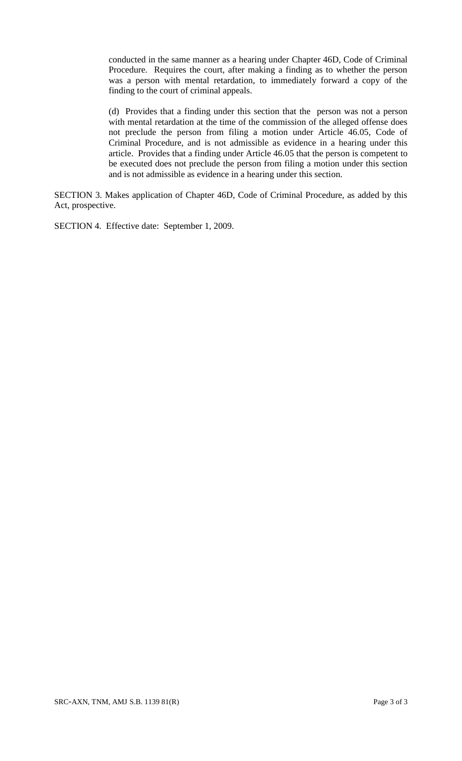conducted in the same manner as a hearing under Chapter 46D, Code of Criminal Procedure. Requires the court, after making a finding as to whether the person was a person with mental retardation, to immediately forward a copy of the finding to the court of criminal appeals.

(d) Provides that a finding under this section that the person was not a person with mental retardation at the time of the commission of the alleged offense does not preclude the person from filing a motion under Article 46.05, Code of Criminal Procedure, and is not admissible as evidence in a hearing under this article. Provides that a finding under Article 46.05 that the person is competent to be executed does not preclude the person from filing a motion under this section and is not admissible as evidence in a hearing under this section.

SECTION 3. Makes application of Chapter 46D, Code of Criminal Procedure, as added by this Act, prospective.

SECTION 4. Effective date: September 1, 2009.